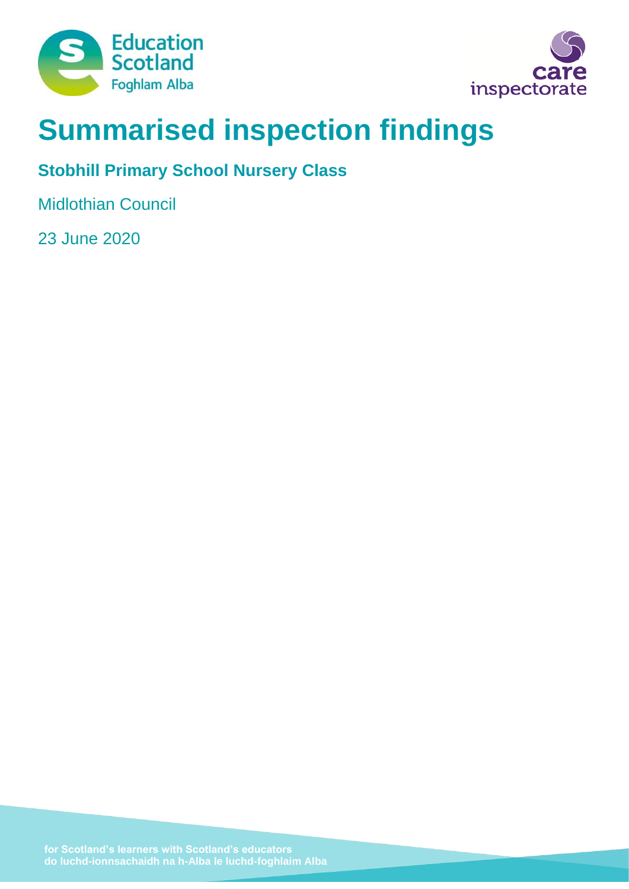Education Scotland
Foghlam Alba

care inspectorate

# Summarised inspection findings

## Stobhill Primary School Nursery Class

Midlothian Council

23 June 2020

for Scotland's learners with Scotland's educators
do luchd-ionnsachaidh na h-Alba le luchd-foghlaim Alba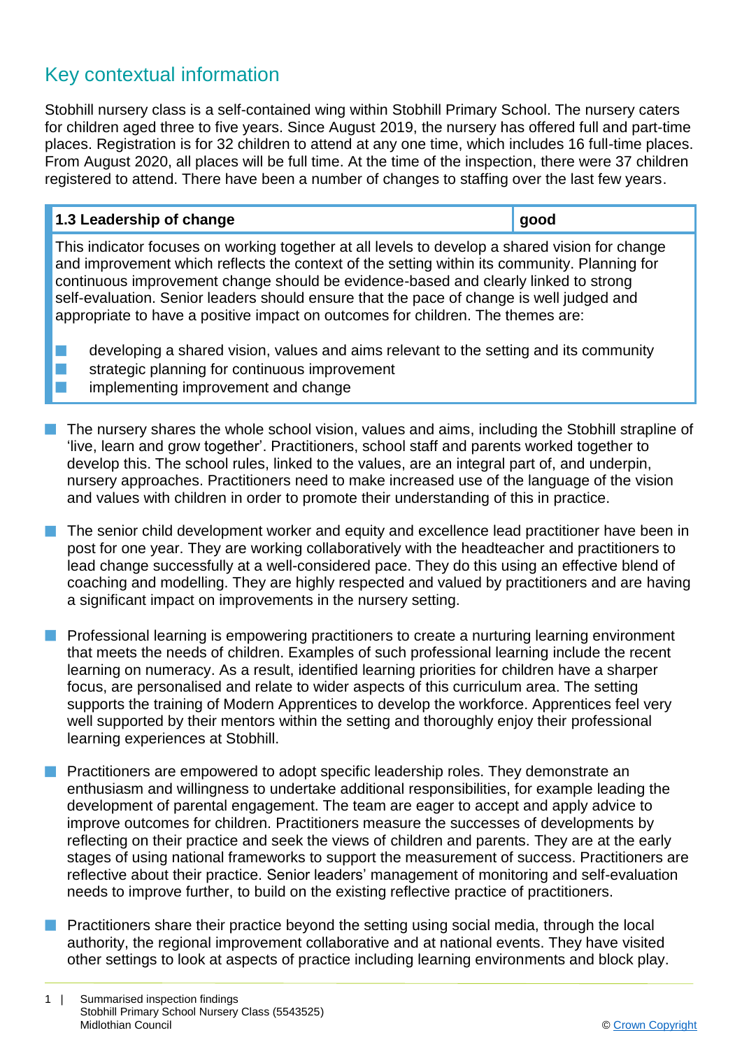## Key contextual information

Stobhill nursery class is a self-contained wing within Stobhill Primary School. The nursery caters for children aged three to five years. Since August 2019, the nursery has offered full and part-time places. Registration is for 32 children to attend at any one time, which includes 16 full-time places. From August 2020, all places will be full time. At the time of the inspection, there were 37 children registered to attend. There have been a number of changes to staffing over the last few years.

| **1.3 Leadership of change** | **good** |
|---|---|
| This indicator focuses on working together at all levels to develop a shared vision for change and improvement which reflects the context of the setting within its community. Planning for continuous improvement change should be evidence-based and clearly linked to strong self-evaluation. Senior leaders should ensure that the pace of change is well judged and appropriate to have a positive impact on outcomes for children. The themes are: <br>■ developing a shared vision, values and aims relevant to the setting and its community <br>■ strategic planning for continuous improvement <br>■ implementing improvement and change | |

- The nursery shares the whole school vision, values and aims, including the Stobhill strapline of 'live, learn and grow together'. Practitioners, school staff and parents worked together to develop this. The school rules, linked to the values, are an integral part of, and underpin, nursery approaches. Practitioners need to make increased use of the language of the vision and values with children in order to promote their understanding of this in practice.

- The senior child development worker and equity and excellence lead practitioner have been in post for one year. They are working collaboratively with the headteacher and practitioners to lead change successfully at a well-considered pace. They do this using an effective blend of coaching and modelling. They are highly respected and valued by practitioners and are having a significant impact on improvements in the nursery setting.

- Professional learning is empowering practitioners to create a nurturing learning environment that meets the needs of children. Examples of such professional learning include the recent learning on numeracy. As a result, identified learning priorities for children have a sharper focus, are personalised and relate to wider aspects of this curriculum area. The setting supports the training of Modern Apprentices to develop the workforce. Apprentices feel very well supported by their mentors within the setting and thoroughly enjoy their professional learning experiences at Stobhill.

- Practitioners are empowered to adopt specific leadership roles. They demonstrate an enthusiasm and willingness to undertake additional responsibilities, for example leading the development of parental engagement. The team are eager to accept and apply advice to improve outcomes for children. Practitioners measure the successes of developments by reflecting on their practice and seek the views of children and parents. They are at the early stages of using national frameworks to support the measurement of success. Practitioners are reflective about their practice. Senior leaders' management of monitoring and self-evaluation needs to improve further, to build on the existing reflective practice of practitioners.

- Practitioners share their practice beyond the setting using social media, through the local authority, the regional improvement collaborative and at national events. They have visited other settings to look at aspects of practice including learning environments and block play.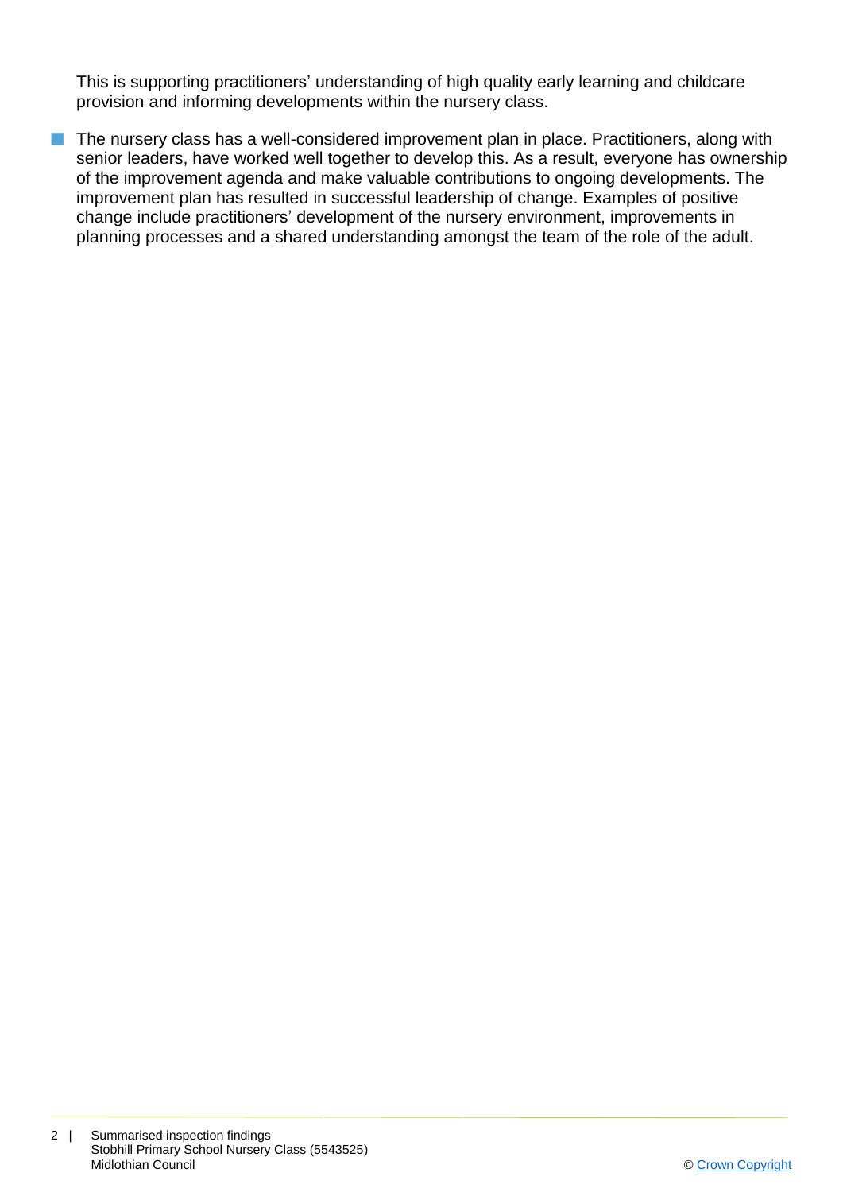This is supporting practitioners' understanding of high quality early learning and childcare provision and informing developments within the nursery class.

- The nursery class has a well-considered improvement plan in place. Practitioners, along with senior leaders, have worked well together to develop this. As a result, everyone has ownership of the improvement agenda and make valuable contributions to ongoing developments. The improvement plan has resulted in successful leadership of change. Examples of positive change include practitioners' development of the nursery environment, improvements in planning processes and a shared understanding amongst the team of the role of the adult.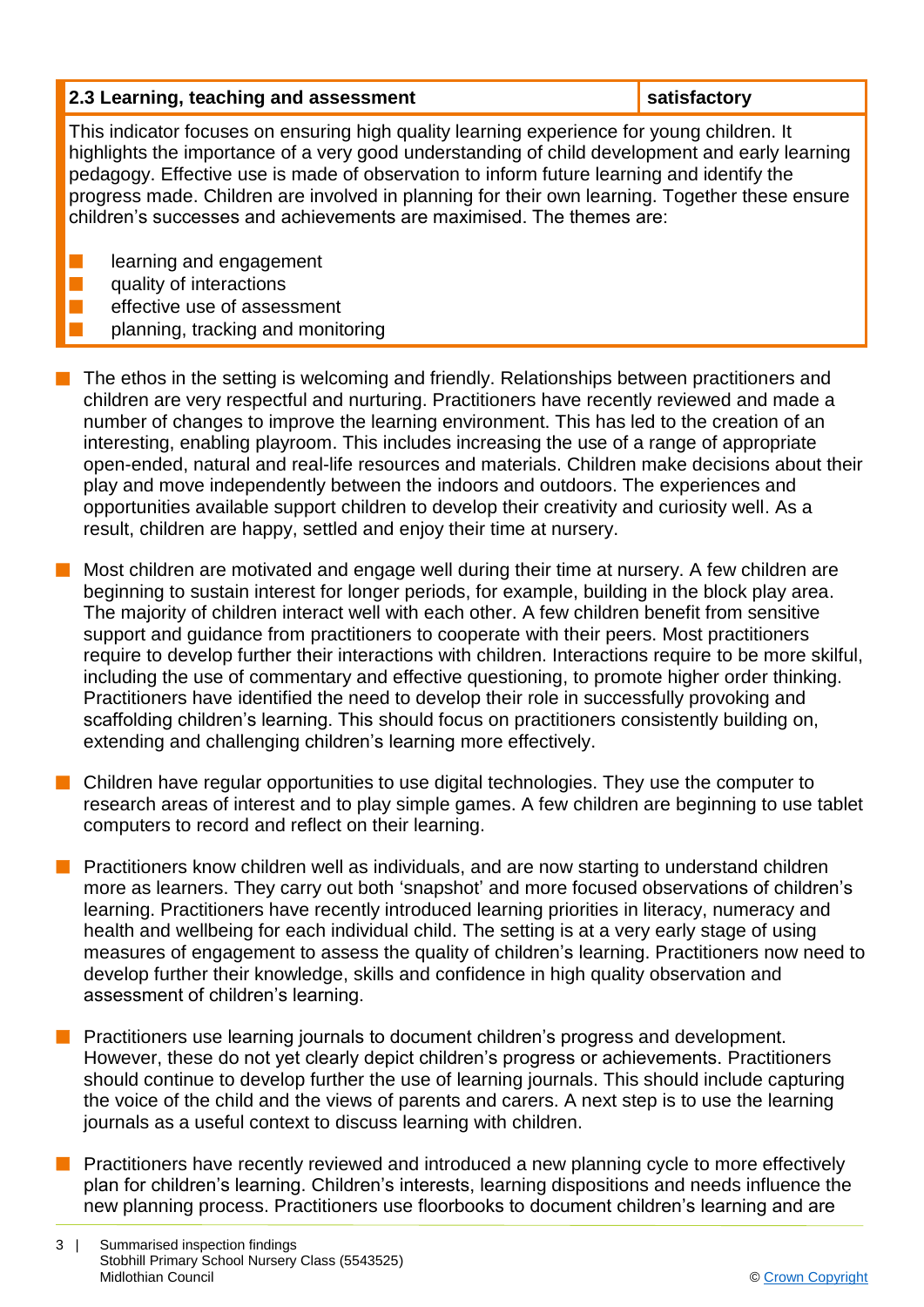| 2.3 Learning, teaching and assessment | satisfactory |
|---|---|

This indicator focuses on ensuring high quality learning experience for young children. It highlights the importance of a very good understanding of child development and early learning pedagogy. Effective use is made of observation to inform future learning and identify the progress made. Children are involved in planning for their own learning. Together these ensure children's successes and achievements are maximised. The themes are:

- learning and engagement
- quality of interactions
- effective use of assessment
- planning, tracking and monitoring

- The ethos in the setting is welcoming and friendly. Relationships between practitioners and children are very respectful and nurturing. Practitioners have recently reviewed and made a number of changes to improve the learning environment. This has led to the creation of an interesting, enabling playroom. This includes increasing the use of a range of appropriate open-ended, natural and real-life resources and materials. Children make decisions about their play and move independently between the indoors and outdoors. The experiences and opportunities available support children to develop their creativity and curiosity well. As a result, children are happy, settled and enjoy their time at nursery.

- Most children are motivated and engage well during their time at nursery. A few children are beginning to sustain interest for longer periods, for example, building in the block play area. The majority of children interact well with each other. A few children benefit from sensitive support and guidance from practitioners to cooperate with their peers. Most practitioners require to develop further their interactions with children. Interactions require to be more skilful, including the use of commentary and effective questioning, to promote higher order thinking. Practitioners have identified the need to develop their role in successfully provoking and scaffolding children's learning. This should focus on practitioners consistently building on, extending and challenging children's learning more effectively.

- Children have regular opportunities to use digital technologies. They use the computer to research areas of interest and to play simple games. A few children are beginning to use tablet computers to record and reflect on their learning.

- Practitioners know children well as individuals, and are now starting to understand children more as learners. They carry out both 'snapshot' and more focused observations of children's learning. Practitioners have recently introduced learning priorities in literacy, numeracy and health and wellbeing for each individual child. The setting is at a very early stage of using measures of engagement to assess the quality of children's learning. Practitioners now need to develop further their knowledge, skills and confidence in high quality observation and assessment of children's learning.

- Practitioners use learning journals to document children's progress and development. However, these do not yet clearly depict children's progress or achievements. Practitioners should continue to develop further the use of learning journals. This should include capturing the voice of the child and the views of parents and carers. A next step is to use the learning journals as a useful context to discuss learning with children.

- Practitioners have recently reviewed and introduced a new planning cycle to more effectively plan for children's learning. Children's interests, learning dispositions and needs influence the new planning process. Practitioners use floorbooks to document children's learning and are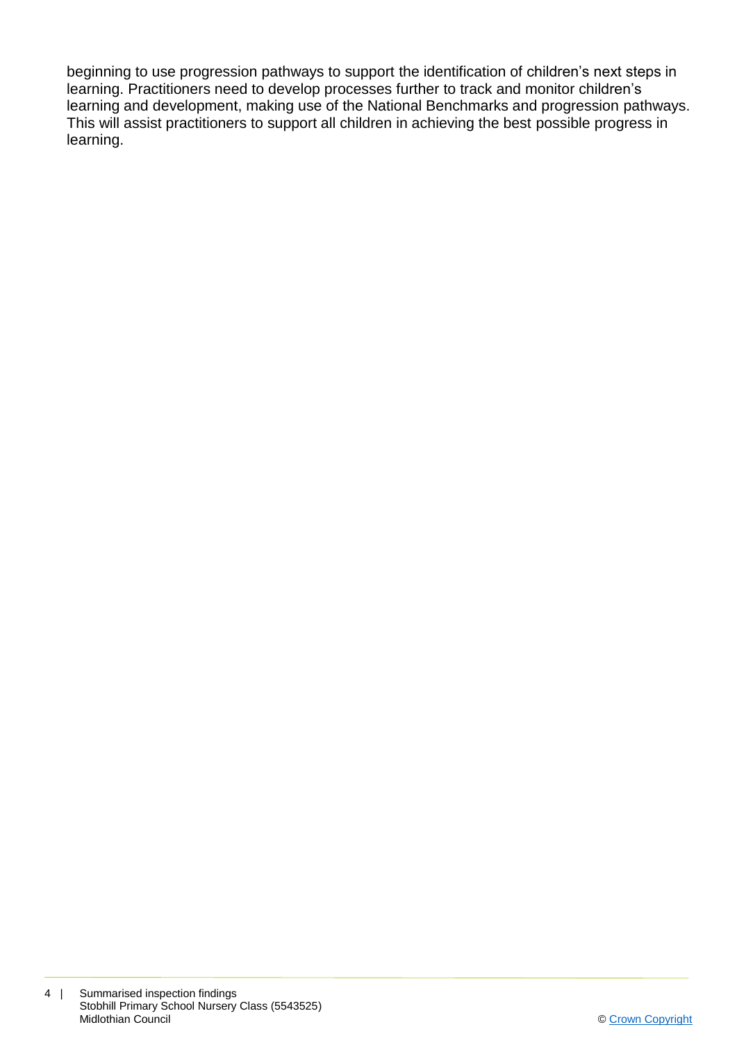beginning to use progression pathways to support the identification of children's next steps in learning. Practitioners need to develop processes further to track and monitor children's learning and development, making use of the National Benchmarks and progression pathways. This will assist practitioners to support all children in achieving the best possible progress in learning.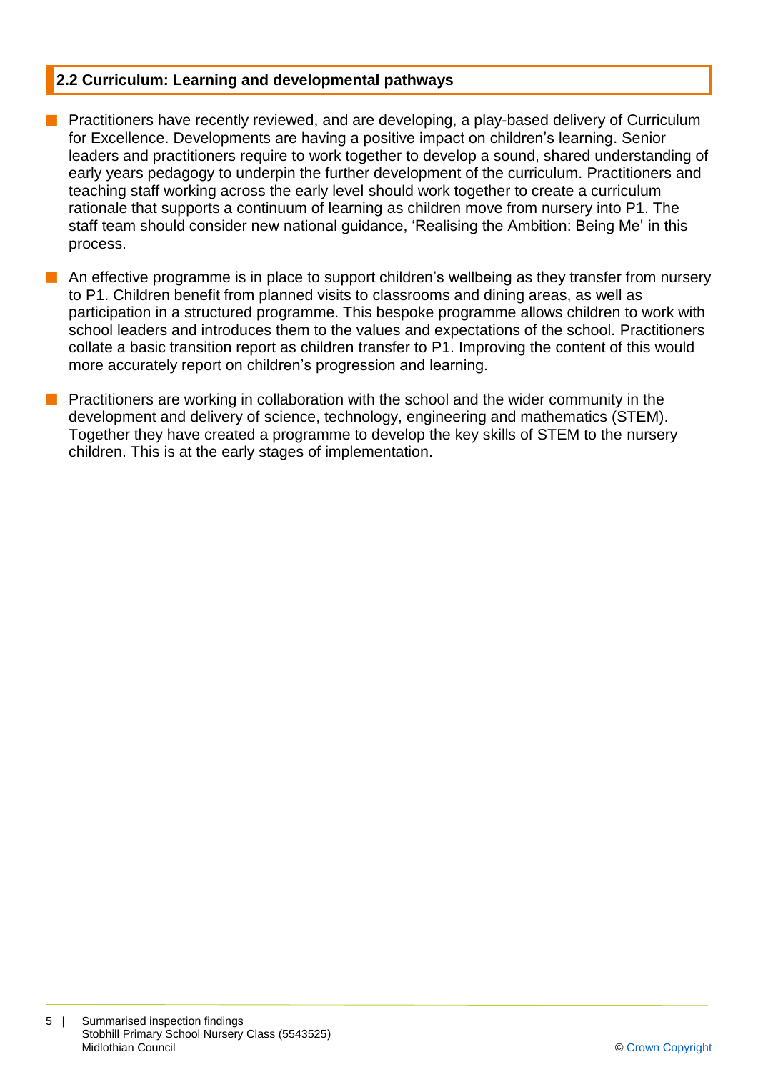## 2.2 Curriculum: Learning and developmental pathways

- Practitioners have recently reviewed, and are developing, a play-based delivery of Curriculum for Excellence. Developments are having a positive impact on children's learning. Senior leaders and practitioners require to work together to develop a sound, shared understanding of early years pedagogy to underpin the further development of the curriculum. Practitioners and teaching staff working across the early level should work together to create a curriculum rationale that supports a continuum of learning as children move from nursery into P1. The staff team should consider new national guidance, 'Realising the Ambition: Being Me' in this process.

- An effective programme is in place to support children's wellbeing as they transfer from nursery to P1. Children benefit from planned visits to classrooms and dining areas, as well as participation in a structured programme. This bespoke programme allows children to work with school leaders and introduces them to the values and expectations of the school. Practitioners collate a basic transition report as children transfer to P1. Improving the content of this would more accurately report on children's progression and learning.

- Practitioners are working in collaboration with the school and the wider community in the development and delivery of science, technology, engineering and mathematics (STEM). Together they have created a programme to develop the key skills of STEM to the nursery children. This is at the early stages of implementation.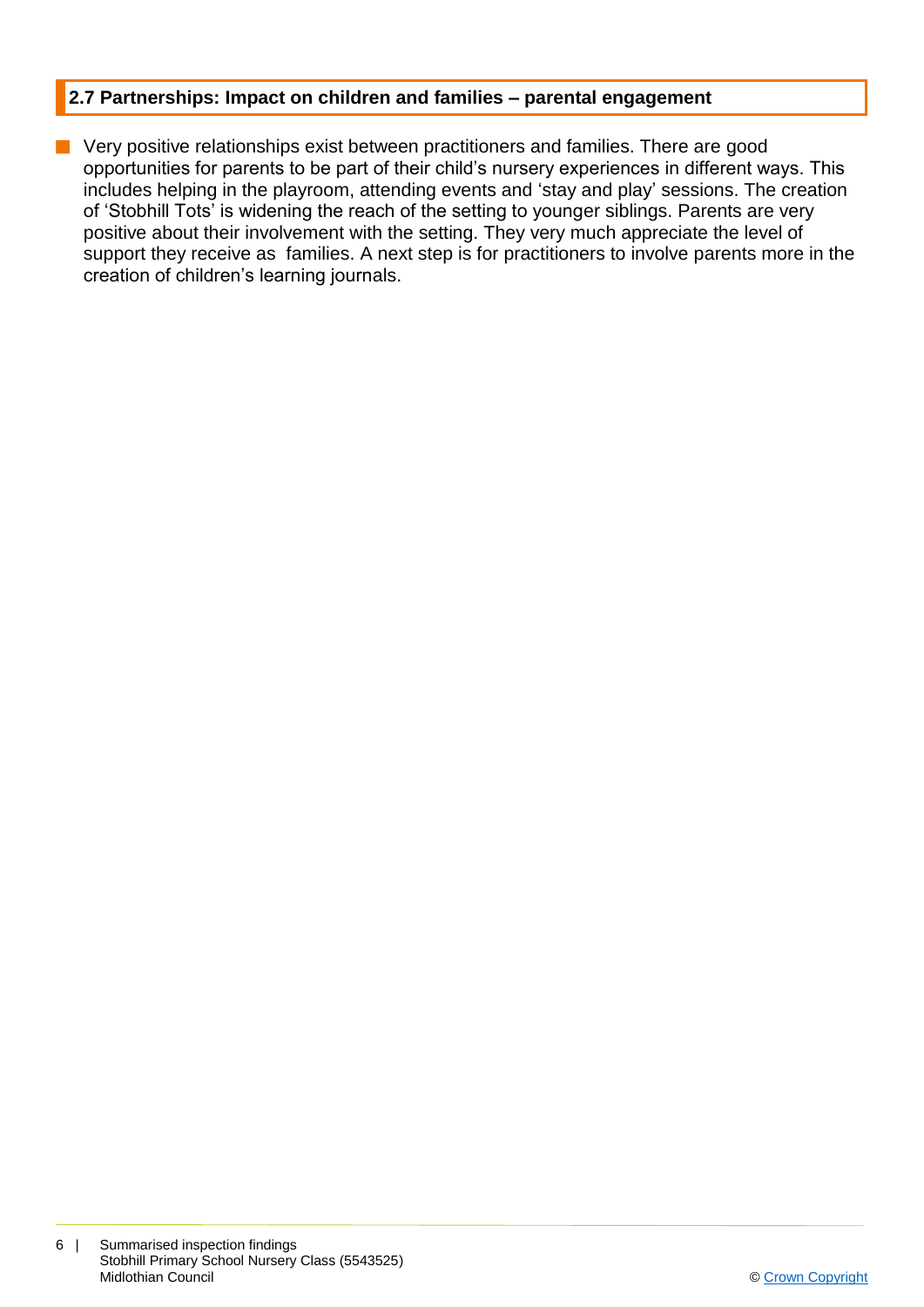## 2.7 Partnerships: Impact on children and families – parental engagement

- Very positive relationships exist between practitioners and families. There are good opportunities for parents to be part of their child's nursery experiences in different ways. This includes helping in the playroom, attending events and 'stay and play' sessions. The creation of 'Stobhill Tots' is widening the reach of the setting to younger siblings. Parents are very positive about their involvement with the setting. They very much appreciate the level of support they receive as families. A next step is for practitioners to involve parents more in the creation of children's learning journals.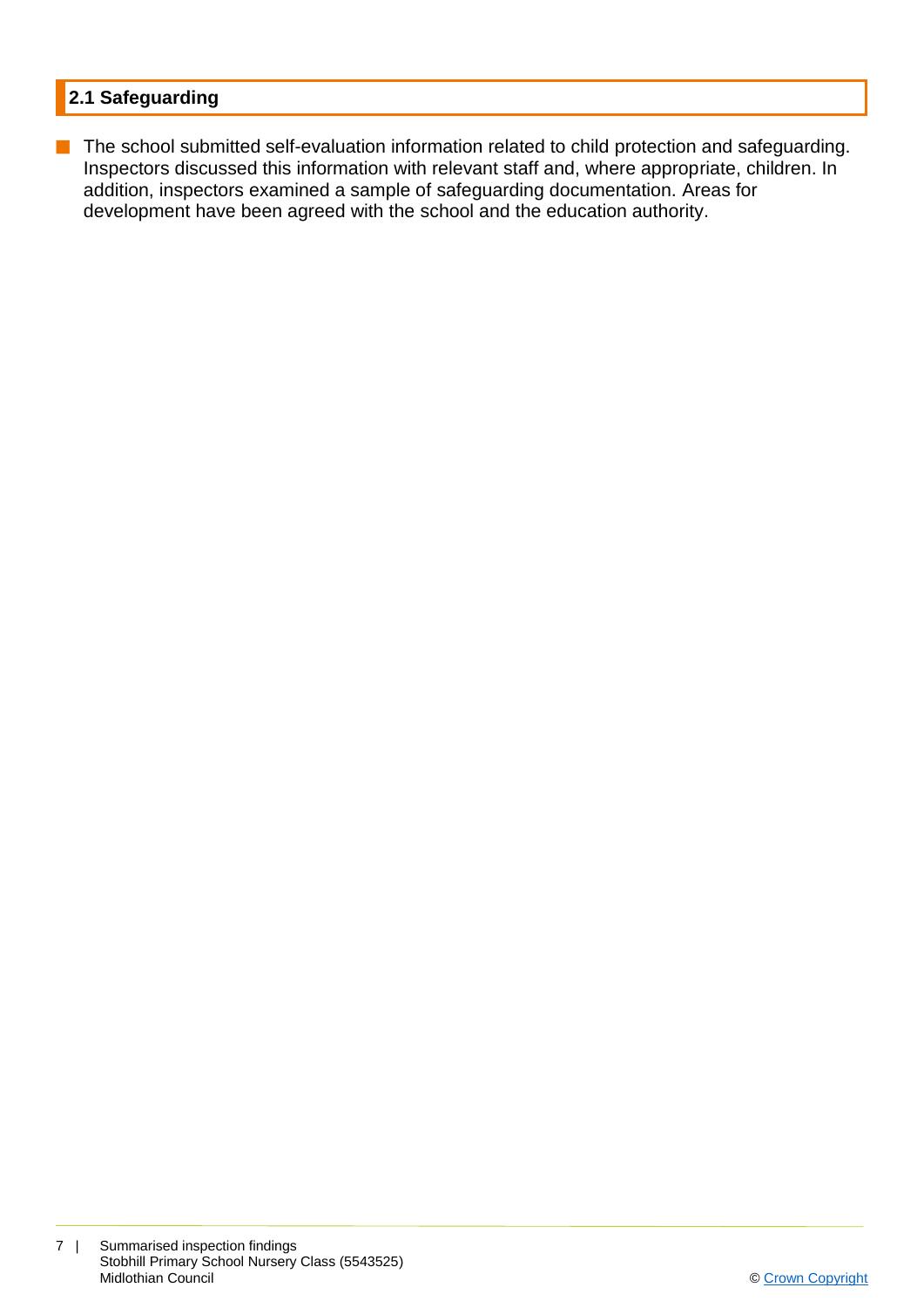## 2.1 Safeguarding

- The school submitted self-evaluation information related to child protection and safeguarding. Inspectors discussed this information with relevant staff and, where appropriate, children. In addition, inspectors examined a sample of safeguarding documentation. Areas for development have been agreed with the school and the education authority.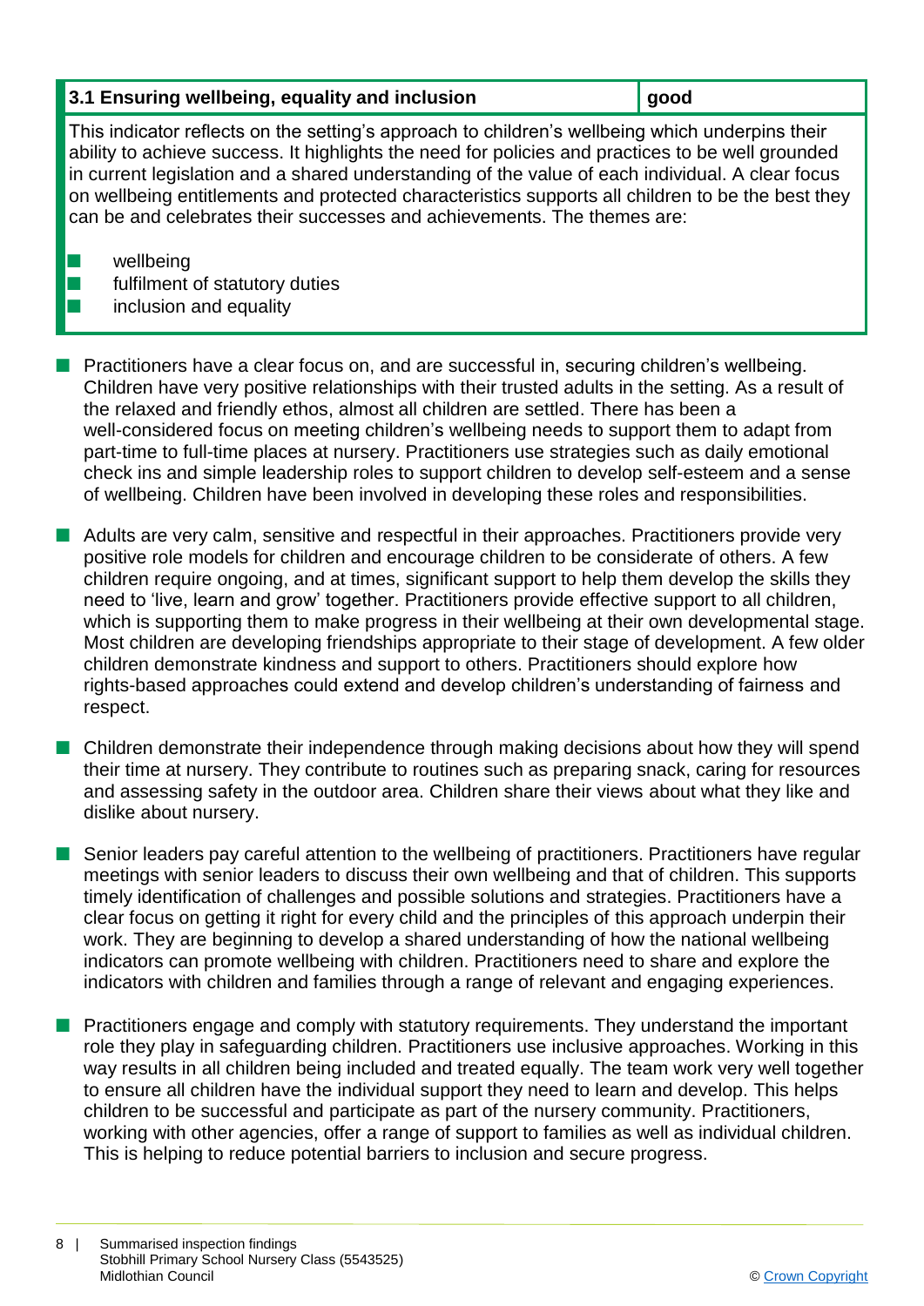| 3.1 Ensuring wellbeing, equality and inclusion | good |
|---|---|

This indicator reflects on the setting's approach to children's wellbeing which underpins their ability to achieve success. It highlights the need for policies and practices to be well grounded in current legislation and a shared understanding of the value of each individual. A clear focus on wellbeing entitlements and protected characteristics supports all children to be the best they can be and celebrates their successes and achievements. The themes are:

- wellbeing
- fulfilment of statutory duties
- inclusion and equality

- Practitioners have a clear focus on, and are successful in, securing children's wellbeing. Children have very positive relationships with their trusted adults in the setting. As a result of the relaxed and friendly ethos, almost all children are settled. There has been a well-considered focus on meeting children's wellbeing needs to support them to adapt from part-time to full-time places at nursery. Practitioners use strategies such as daily emotional check ins and simple leadership roles to support children to develop self-esteem and a sense of wellbeing. Children have been involved in developing these roles and responsibilities.

- Adults are very calm, sensitive and respectful in their approaches. Practitioners provide very positive role models for children and encourage children to be considerate of others. A few children require ongoing, and at times, significant support to help them develop the skills they need to 'live, learn and grow' together. Practitioners provide effective support to all children, which is supporting them to make progress in their wellbeing at their own developmental stage. Most children are developing friendships appropriate to their stage of development. A few older children demonstrate kindness and support to others. Practitioners should explore how rights-based approaches could extend and develop children's understanding of fairness and respect.

- Children demonstrate their independence through making decisions about how they will spend their time at nursery. They contribute to routines such as preparing snack, caring for resources and assessing safety in the outdoor area. Children share their views about what they like and dislike about nursery.

- Senior leaders pay careful attention to the wellbeing of practitioners. Practitioners have regular meetings with senior leaders to discuss their own wellbeing and that of children. This supports timely identification of challenges and possible solutions and strategies. Practitioners have a clear focus on getting it right for every child and the principles of this approach underpin their work. They are beginning to develop a shared understanding of how the national wellbeing indicators can promote wellbeing with children. Practitioners need to share and explore the indicators with children and families through a range of relevant and engaging experiences.

- Practitioners engage and comply with statutory requirements. They understand the important role they play in safeguarding children. Practitioners use inclusive approaches. Working in this way results in all children being included and treated equally. The team work very well together to ensure all children have the individual support they need to learn and develop. This helps children to be successful and participate as part of the nursery community. Practitioners, working with other agencies, offer a range of support to families as well as individual children. This is helping to reduce potential barriers to inclusion and secure progress.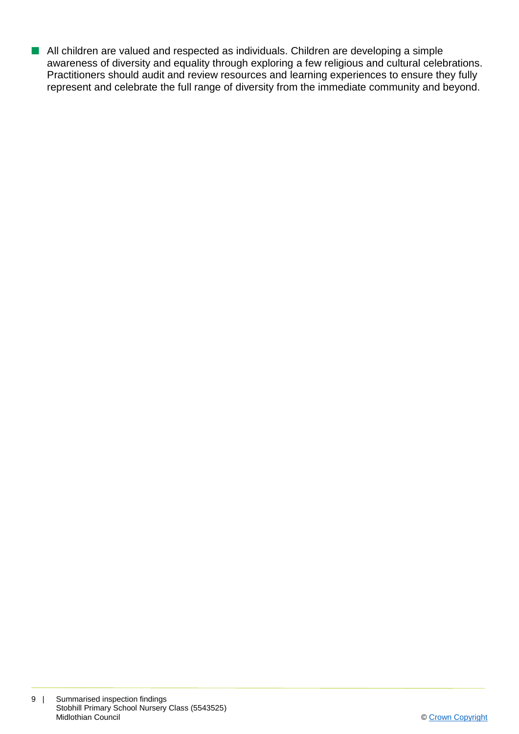- All children are valued and respected as individuals. Children are developing a simple awareness of diversity and equality through exploring a few religious and cultural celebrations. Practitioners should audit and review resources and learning experiences to ensure they fully represent and celebrate the full range of diversity from the immediate community and beyond.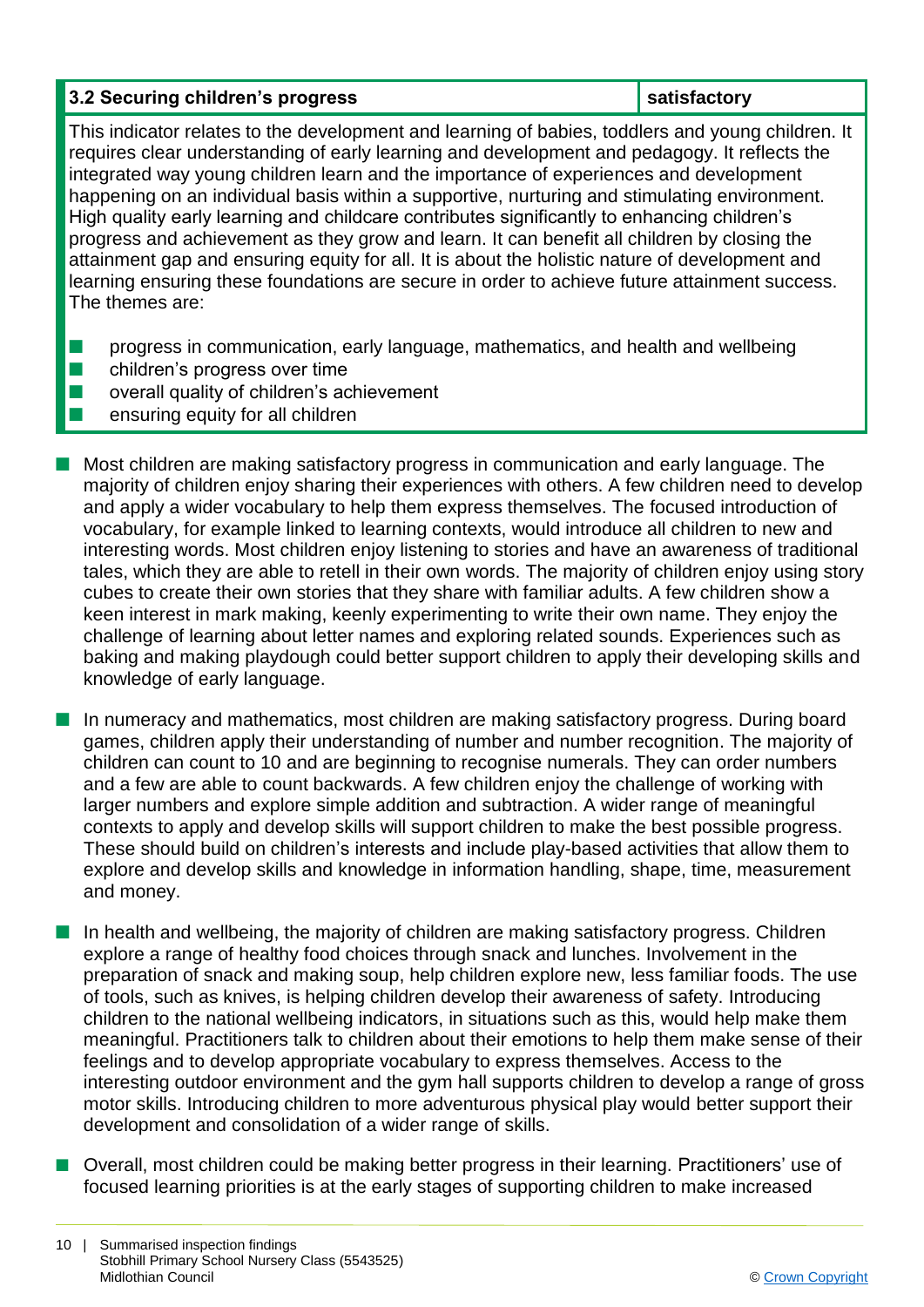| 3.2 Securing children's progress | satisfactory |
| --- | --- |

This indicator relates to the development and learning of babies, toddlers and young children. It requires clear understanding of early learning and development and pedagogy. It reflects the integrated way young children learn and the importance of experiences and development happening on an individual basis within a supportive, nurturing and stimulating environment. High quality early learning and childcare contributes significantly to enhancing children's progress and achievement as they grow and learn. It can benefit all children by closing the attainment gap and ensuring equity for all. It is about the holistic nature of development and learning ensuring these foundations are secure in order to achieve future attainment success. The themes are:

- progress in communication, early language, mathematics, and health and wellbeing
- children's progress over time
- overall quality of children's achievement
- ensuring equity for all children

- Most children are making satisfactory progress in communication and early language. The majority of children enjoy sharing their experiences with others. A few children need to develop and apply a wider vocabulary to help them express themselves. The focused introduction of vocabulary, for example linked to learning contexts, would introduce all children to new and interesting words. Most children enjoy listening to stories and have an awareness of traditional tales, which they are able to retell in their own words. The majority of children enjoy using story cubes to create their own stories that they share with familiar adults. A few children show a keen interest in mark making, keenly experimenting to write their own name. They enjoy the challenge of learning about letter names and exploring related sounds. Experiences such as baking and making playdough could better support children to apply their developing skills and knowledge of early language.

- In numeracy and mathematics, most children are making satisfactory progress. During board games, children apply their understanding of number and number recognition. The majority of children can count to 10 and are beginning to recognise numerals. They can order numbers and a few are able to count backwards. A few children enjoy the challenge of working with larger numbers and explore simple addition and subtraction. A wider range of meaningful contexts to apply and develop skills will support children to make the best possible progress. These should build on children's interests and include play-based activities that allow them to explore and develop skills and knowledge in information handling, shape, time, measurement and money.

- In health and wellbeing, the majority of children are making satisfactory progress. Children explore a range of healthy food choices through snack and lunches. Involvement in the preparation of snack and making soup, help children explore new, less familiar foods. The use of tools, such as knives, is helping children develop their awareness of safety. Introducing children to the national wellbeing indicators, in situations such as this, would help make them meaningful. Practitioners talk to children about their emotions to help them make sense of their feelings and to develop appropriate vocabulary to express themselves. Access to the interesting outdoor environment and the gym hall supports children to develop a range of gross motor skills. Introducing children to more adventurous physical play would better support their development and consolidation of a wider range of skills.

- Overall, most children could be making better progress in their learning. Practitioners' use of focused learning priorities is at the early stages of supporting children to make increased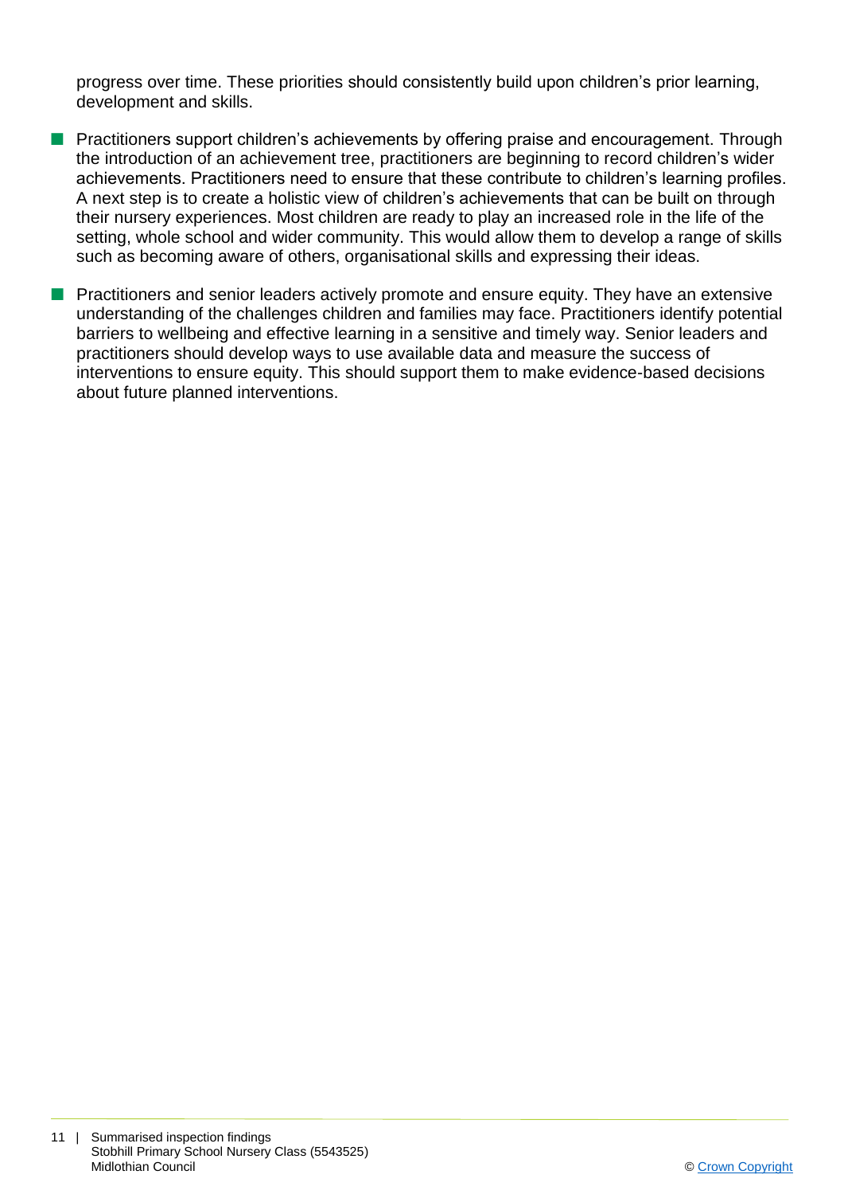progress over time. These priorities should consistently build upon children's prior learning, development and skills.

- Practitioners support children's achievements by offering praise and encouragement. Through the introduction of an achievement tree, practitioners are beginning to record children's wider achievements. Practitioners need to ensure that these contribute to children's learning profiles. A next step is to create a holistic view of children's achievements that can be built on through their nursery experiences. Most children are ready to play an increased role in the life of the setting, whole school and wider community. This would allow them to develop a range of skills such as becoming aware of others, organisational skills and expressing their ideas.

- Practitioners and senior leaders actively promote and ensure equity. They have an extensive understanding of the challenges children and families may face. Practitioners identify potential barriers to wellbeing and effective learning in a sensitive and timely way. Senior leaders and practitioners should develop ways to use available data and measure the success of interventions to ensure equity. This should support them to make evidence-based decisions about future planned interventions.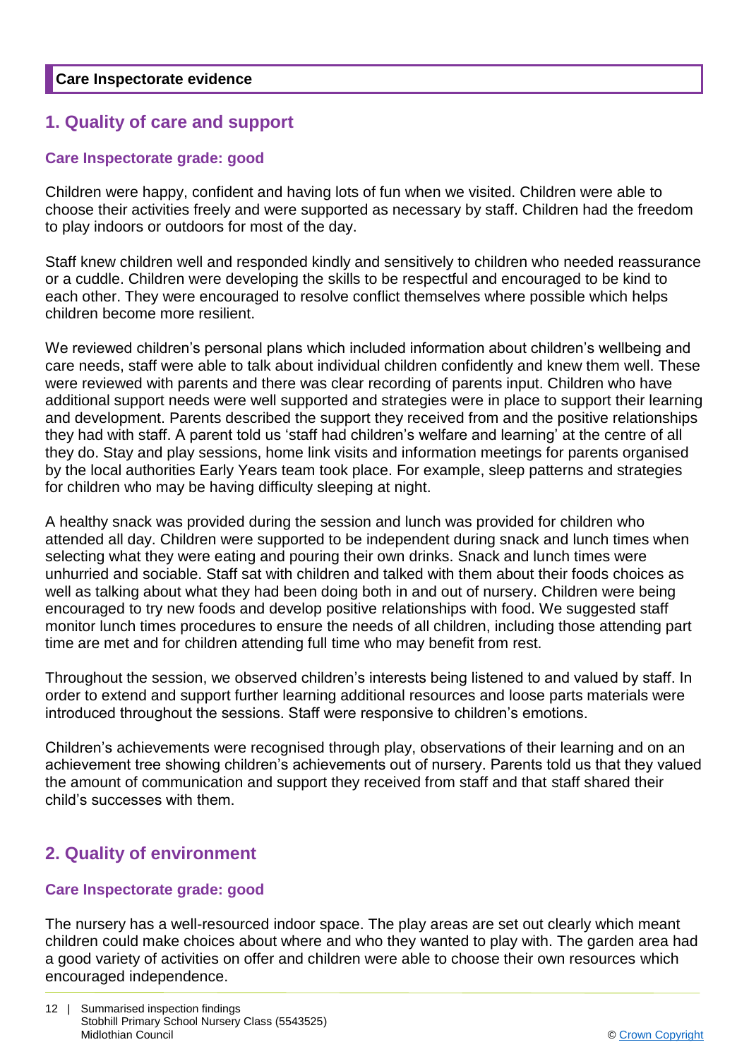**Care Inspectorate evidence**

## 1. Quality of care and support

### Care Inspectorate grade: good

Children were happy, confident and having lots of fun when we visited. Children were able to choose their activities freely and were supported as necessary by staff. Children had the freedom to play indoors or outdoors for most of the day.

Staff knew children well and responded kindly and sensitively to children who needed reassurance or a cuddle. Children were developing the skills to be respectful and encouraged to be kind to each other. They were encouraged to resolve conflict themselves where possible which helps children become more resilient.

We reviewed children's personal plans which included information about children's wellbeing and care needs, staff were able to talk about individual children confidently and knew them well. These were reviewed with parents and there was clear recording of parents input. Children who have additional support needs were well supported and strategies were in place to support their learning and development. Parents described the support they received from and the positive relationships they had with staff. A parent told us 'staff had children's welfare and learning' at the centre of all they do. Stay and play sessions, home link visits and information meetings for parents organised by the local authorities Early Years team took place. For example, sleep patterns and strategies for children who may be having difficulty sleeping at night.

A healthy snack was provided during the session and lunch was provided for children who attended all day. Children were supported to be independent during snack and lunch times when selecting what they were eating and pouring their own drinks. Snack and lunch times were unhurried and sociable. Staff sat with children and talked with them about their foods choices as well as talking about what they had been doing both in and out of nursery. Children were being encouraged to try new foods and develop positive relationships with food. We suggested staff monitor lunch times procedures to ensure the needs of all children, including those attending part time are met and for children attending full time who may benefit from rest.

Throughout the session, we observed children's interests being listened to and valued by staff. In order to extend and support further learning additional resources and loose parts materials were introduced throughout the sessions. Staff were responsive to children's emotions.

Children's achievements were recognised through play, observations of their learning and on an achievement tree showing children's achievements out of nursery. Parents told us that they valued the amount of communication and support they received from staff and that staff shared their child's successes with them.

## 2. Quality of environment

### Care Inspectorate grade: good

The nursery has a well-resourced indoor space. The play areas are set out clearly which meant children could make choices about where and who they wanted to play with. The garden area had a good variety of activities on offer and children were able to choose their own resources which encouraged independence.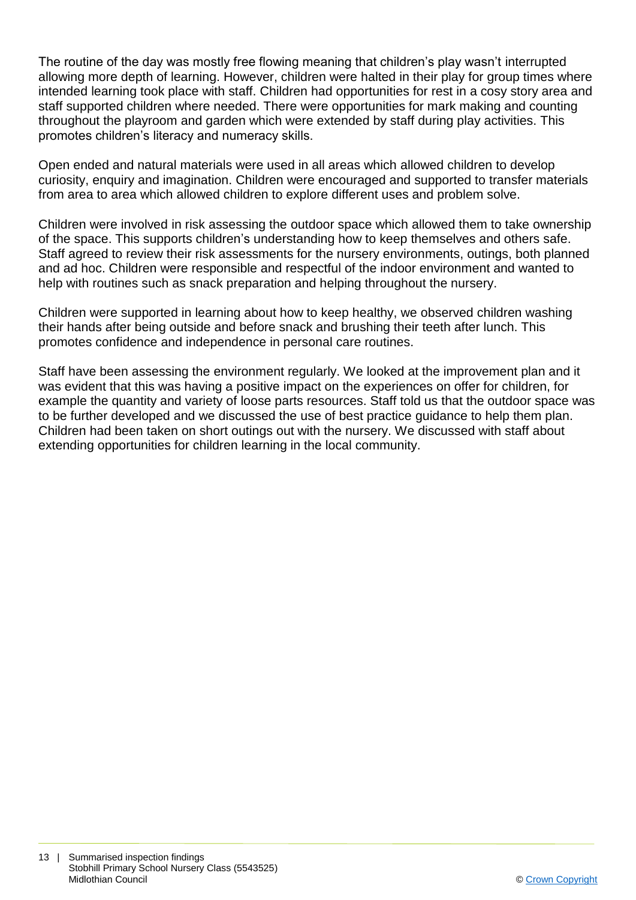The routine of the day was mostly free flowing meaning that children's play wasn't interrupted allowing more depth of learning. However, children were halted in their play for group times where intended learning took place with staff. Children had opportunities for rest in a cosy story area and staff supported children where needed. There were opportunities for mark making and counting throughout the playroom and garden which were extended by staff during play activities. This promotes children's literacy and numeracy skills.

Open ended and natural materials were used in all areas which allowed children to develop curiosity, enquiry and imagination. Children were encouraged and supported to transfer materials from area to area which allowed children to explore different uses and problem solve.

Children were involved in risk assessing the outdoor space which allowed them to take ownership of the space. This supports children's understanding how to keep themselves and others safe. Staff agreed to review their risk assessments for the nursery environments, outings, both planned and ad hoc. Children were responsible and respectful of the indoor environment and wanted to help with routines such as snack preparation and helping throughout the nursery.

Children were supported in learning about how to keep healthy, we observed children washing their hands after being outside and before snack and brushing their teeth after lunch. This promotes confidence and independence in personal care routines.

Staff have been assessing the environment regularly. We looked at the improvement plan and it was evident that this was having a positive impact on the experiences on offer for children, for example the quantity and variety of loose parts resources. Staff told us that the outdoor space was to be further developed and we discussed the use of best practice guidance to help them plan. Children had been taken on short outings out with the nursery. We discussed with staff about extending opportunities for children learning in the local community.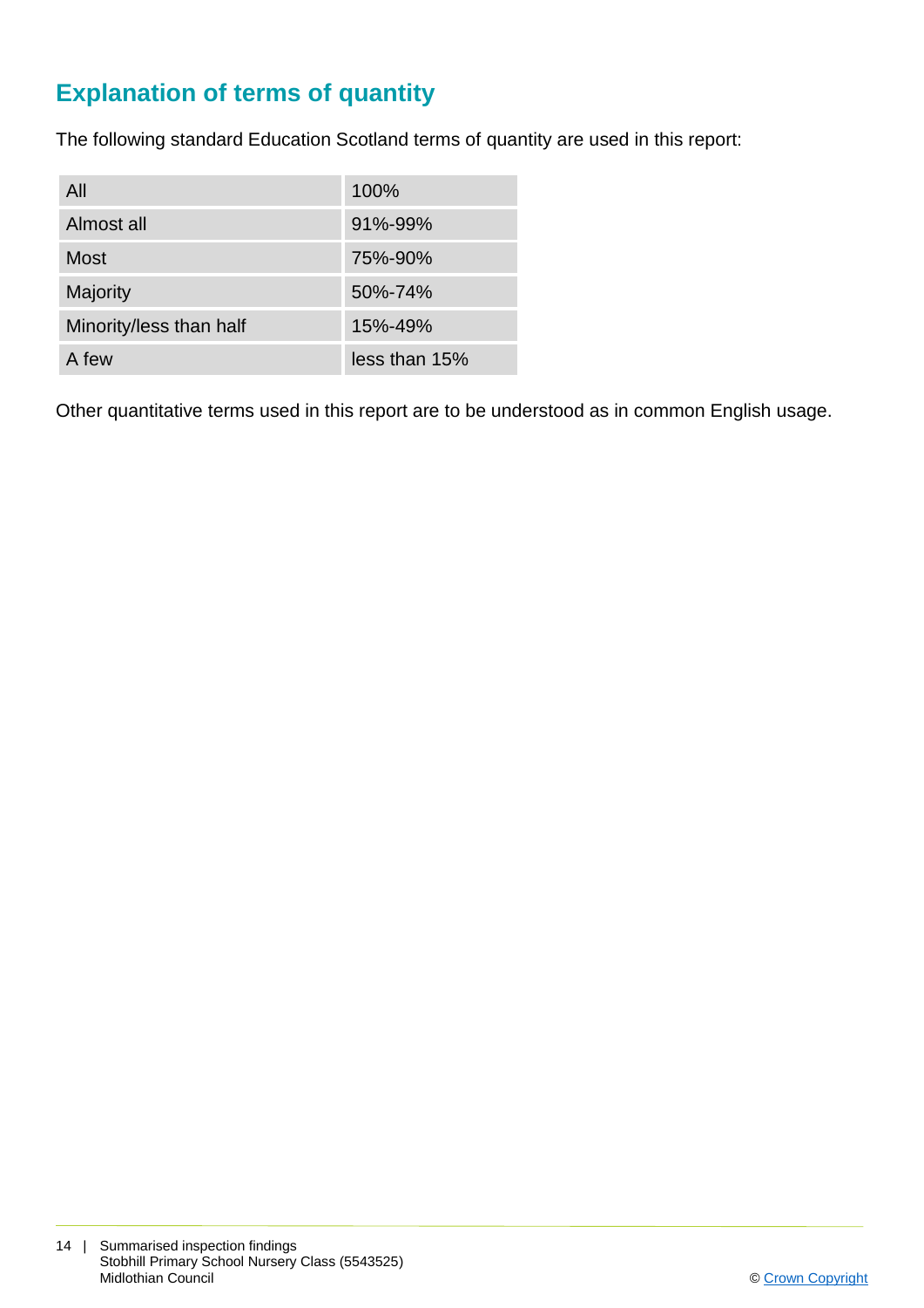## Explanation of terms of quantity

The following standard Education Scotland terms of quantity are used in this report:

| | |
|---|---|
| All | 100% |
| Almost all | 91%-99% |
| Most | 75%-90% |
| Majority | 50%-74% |
| Minority/less than half | 15%-49% |
| A few | less than 15% |

Other quantitative terms used in this report are to be understood as in common English usage.